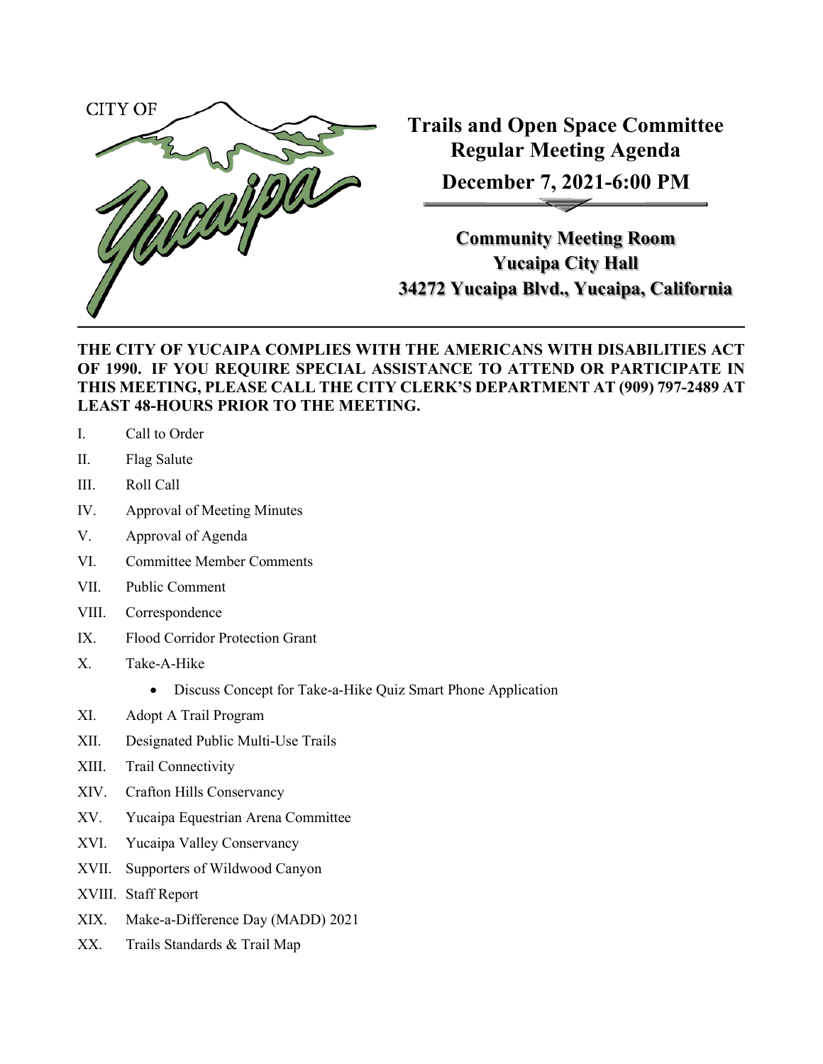CITY OF Yucaipa

# Trails and Open Space Committee Regular Meeting Agenda

## December 7, 2021-6:00 PM

**Community Meeting Room**
**Yucaipa City Hall**
**34272 Yucaipa Blvd., Yucaipa, California**

**THE CITY OF YUCAIPA COMPLIES WITH THE AMERICANS WITH DISABILITIES ACT OF 1990. IF YOU REQUIRE SPECIAL ASSISTANCE TO ATTEND OR PARTICIPATE IN THIS MEETING, PLEASE CALL THE CITY CLERK'S DEPARTMENT AT (909) 797-2489 AT LEAST 48-HOURS PRIOR TO THE MEETING.**

I. Call to Order

II. Flag Salute

III. Roll Call

IV. Approval of Meeting Minutes

V. Approval of Agenda

VI. Committee Member Comments

VII. Public Comment

VIII. Correspondence

IX. Flood Corridor Protection Grant

X. Take-A-Hike
- Discuss Concept for Take-a-Hike Quiz Smart Phone Application

XI. Adopt A Trail Program

XII. Designated Public Multi-Use Trails

XIII. Trail Connectivity

XIV. Crafton Hills Conservancy

XV. Yucaipa Equestrian Arena Committee

XVI. Yucaipa Valley Conservancy

XVII. Supporters of Wildwood Canyon

XVIII. Staff Report

XIX. Make-a-Difference Day (MADD) 2021

XX. Trails Standards & Trail Map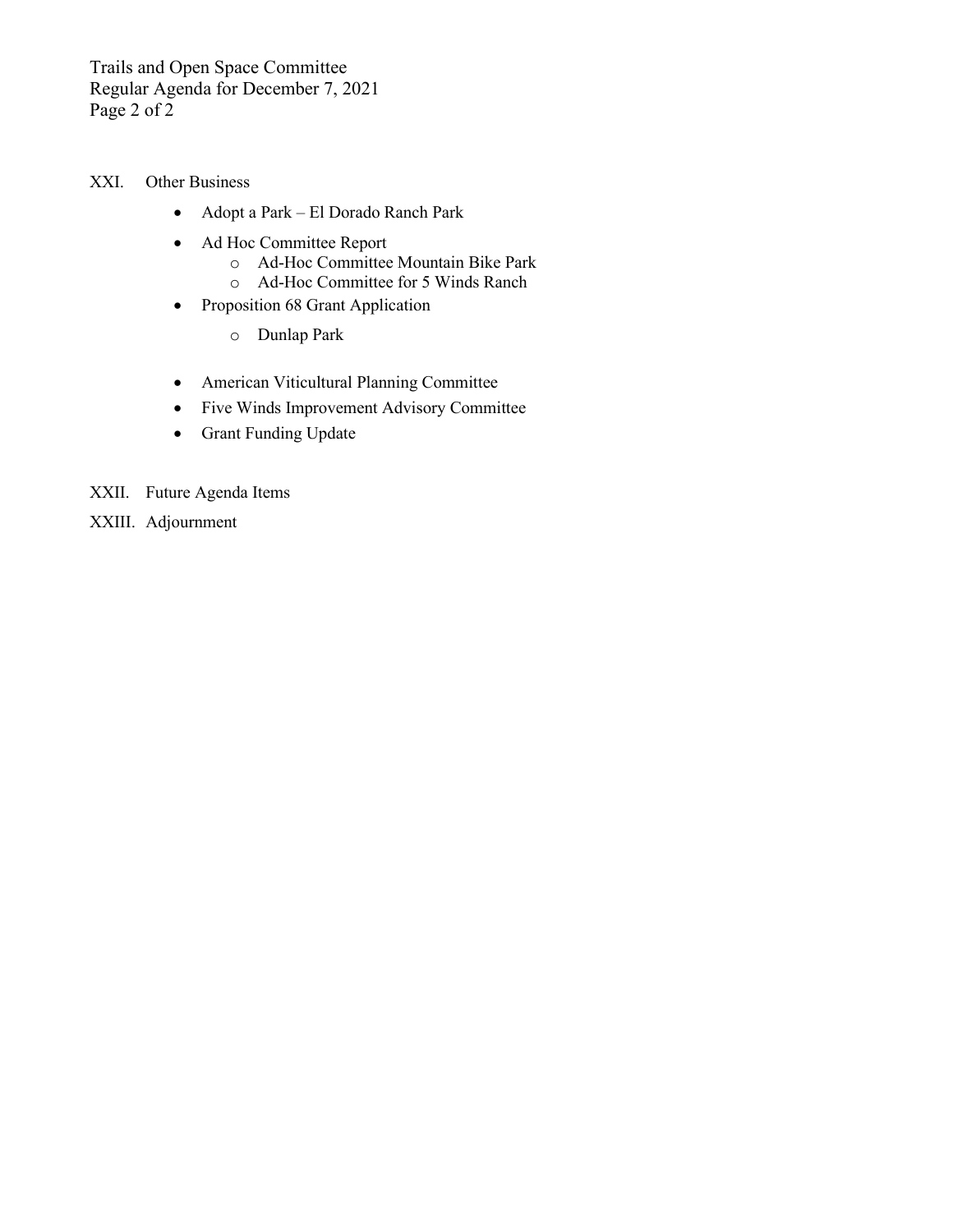XXI. Other Business

- Adopt a Park – El Dorado Ranch Park
- Ad Hoc Committee Report
  - Ad-Hoc Committee Mountain Bike Park
  - Ad-Hoc Committee for 5 Winds Ranch
- Proposition 68 Grant Application
  - Dunlap Park
- American Viticultural Planning Committee
- Five Winds Improvement Advisory Committee
- Grant Funding Update

XXII. Future Agenda Items

XXIII. Adjournment